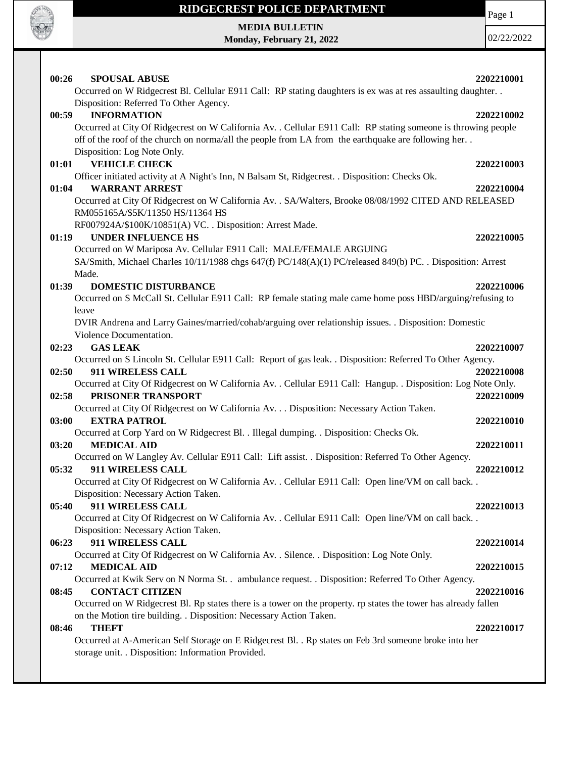# RIDGECREST POLICE DEPARTMENT

**MEDIA BULLETIN**
**Monday, February 21, 2022**

02/22/2022

**00:26 SPOUSAL ABUSE** **2202210001**
Occurred on W Ridgecrest Bl. Cellular E911 Call: RP stating daughters is ex was at res assaulting daughter. . Disposition: Referred To Other Agency.

**00:59 INFORMATION** **2202210002**
Occurred at City Of Ridgecrest on W California Av. . Cellular E911 Call: RP stating someone is throwing people off of the roof of the church on norma/all the people from LA from the earthquake are following her. . Disposition: Log Note Only.

**01:01 VEHICLE CHECK** **2202210003**
Officer initiated activity at A Night's Inn, N Balsam St, Ridgecrest. . Disposition: Checks Ok.

**01:04 WARRANT ARREST** **2202210004**
Occurred at City Of Ridgecrest on W California Av. . SA/Walters, Brooke 08/08/1992 CITED AND RELEASED RM055165A/$5K/11350 HS/11364 HS
RF007924A/$100K/10851(A) VC. . Disposition: Arrest Made.

**01:19 UNDER INFLUENCE HS** **2202210005**
Occurred on W Mariposa Av. Cellular E911 Call: MALE/FEMALE ARGUING
SA/Smith, Michael Charles 10/11/1988 chgs 647(f) PC/148(A)(1) PC/released 849(b) PC. . Disposition: Arrest Made.

**01:39 DOMESTIC DISTURBANCE** **2202210006**
Occurred on S McCall St. Cellular E911 Call: RP female stating male came home poss HBD/arguing/refusing to leave
DVIR Andrena and Larry Gaines/married/cohab/arguing over relationship issues. . Disposition: Domestic Violence Documentation.

**02:23 GAS LEAK** **2202210007**
Occurred on S Lincoln St. Cellular E911 Call: Report of gas leak. . Disposition: Referred To Other Agency.

**02:50 911 WIRELESS CALL** **2202210008**
Occurred at City Of Ridgecrest on W California Av. . Cellular E911 Call: Hangup. . Disposition: Log Note Only.

**02:58 PRISONER TRANSPORT** **2202210009**
Occurred at City Of Ridgecrest on W California Av. . . Disposition: Necessary Action Taken.

**03:00 EXTRA PATROL** **2202210010**
Occurred at Corp Yard on W Ridgecrest Bl. . Illegal dumping. . Disposition: Checks Ok.

**03:20 MEDICAL AID** **2202210011**
Occurred on W Langley Av. Cellular E911 Call: Lift assist. . Disposition: Referred To Other Agency.

**05:32 911 WIRELESS CALL** **2202210012**
Occurred at City Of Ridgecrest on W California Av. . Cellular E911 Call: Open line/VM on call back. . Disposition: Necessary Action Taken.

**05:40 911 WIRELESS CALL** **2202210013**
Occurred at City Of Ridgecrest on W California Av. . Cellular E911 Call: Open line/VM on call back. . Disposition: Necessary Action Taken.

**06:23 911 WIRELESS CALL** **2202210014**
Occurred at City Of Ridgecrest on W California Av. . Silence. . Disposition: Log Note Only.

**07:12 MEDICAL AID** **2202210015**
Occurred at Kwik Serv on N Norma St. . ambulance request. . Disposition: Referred To Other Agency.

**08:45 CONTACT CITIZEN** **2202210016**
Occurred on W Ridgecrest Bl. Rp states there is a tower on the property. rp states the tower has already fallen on the Motion tire building. . Disposition: Necessary Action Taken.

**08:46 THEFT** **2202210017**
Occurred at A-American Self Storage on E Ridgecrest Bl. . Rp states on Feb 3rd someone broke into her storage unit. . Disposition: Information Provided.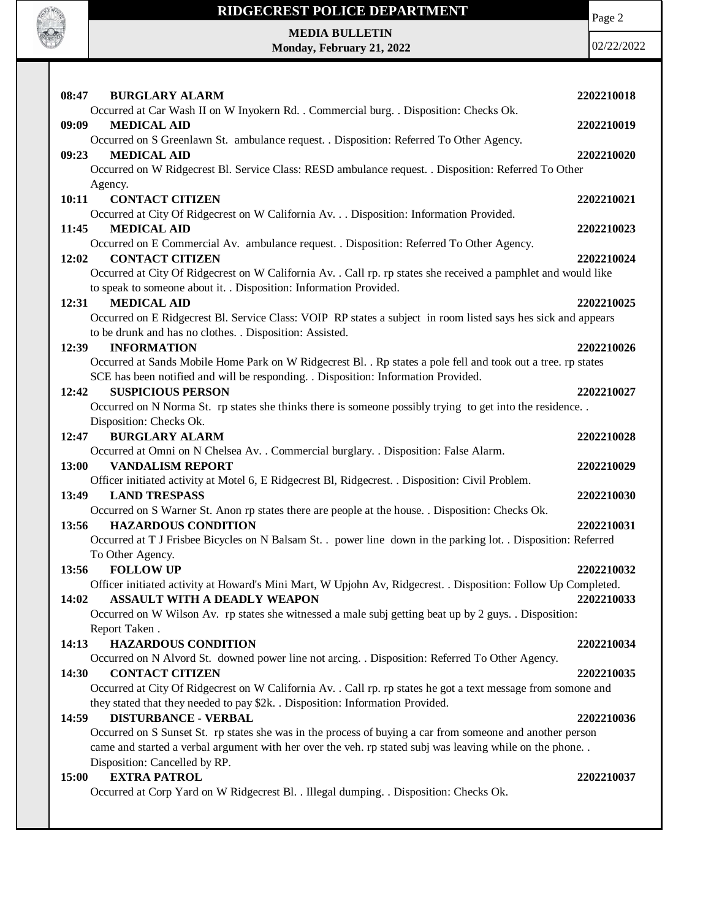**08:47 BURGLARY ALARM** 2202210018
Occurred at Car Wash II on W Inyokern Rd. . Commercial burg. . Disposition: Checks Ok.

**09:09 MEDICAL AID** 2202210019
Occurred on S Greenlawn St. ambulance request. . Disposition: Referred To Other Agency.

**09:23 MEDICAL AID** 2202210020
Occurred on W Ridgecrest Bl. Service Class: RESD ambulance request. . Disposition: Referred To Other Agency.

**10:11 CONTACT CITIZEN** 2202210021
Occurred at City Of Ridgecrest on W California Av. . . Disposition: Information Provided.

**11:45 MEDICAL AID** 2202210023
Occurred on E Commercial Av. ambulance request. . Disposition: Referred To Other Agency.

**12:02 CONTACT CITIZEN** 2202210024
Occurred at City Of Ridgecrest on W California Av. . Call rp. rp states she received a pamphlet and would like to speak to someone about it. . Disposition: Information Provided.

**12:31 MEDICAL AID** 2202210025
Occurred on E Ridgecrest Bl. Service Class: VOIP RP states a subject in room listed says hes sick and appears to be drunk and has no clothes. . Disposition: Assisted.

**12:39 INFORMATION** 2202210026
Occurred at Sands Mobile Home Park on W Ridgecrest Bl. . Rp states a pole fell and took out a tree. rp states SCE has been notified and will be responding. . Disposition: Information Provided.

**12:42 SUSPICIOUS PERSON** 2202210027
Occurred on N Norma St. rp states she thinks there is someone possibly trying to get into the residence. . Disposition: Checks Ok.

**12:47 BURGLARY ALARM** 2202210028
Occurred at Omni on N Chelsea Av. . Commercial burglary. . Disposition: False Alarm.

**13:00 VANDALISM REPORT** 2202210029
Officer initiated activity at Motel 6, E Ridgecrest Bl, Ridgecrest. . Disposition: Civil Problem.

**13:49 LAND TRESPASS** 2202210030
Occurred on S Warner St. Anon rp states there are people at the house. . Disposition: Checks Ok.

**13:56 HAZARDOUS CONDITION** 2202210031
Occurred at T J Frisbee Bicycles on N Balsam St. . power line down in the parking lot. . Disposition: Referred To Other Agency.

**13:56 FOLLOW UP** 2202210032
Officer initiated activity at Howard's Mini Mart, W Upjohn Av, Ridgecrest. . Disposition: Follow Up Completed.

**14:02 ASSAULT WITH A DEADLY WEAPON** 2202210033
Occurred on W Wilson Av. rp states she witnessed a male subj getting beat up by 2 guys. . Disposition: Report Taken .

**14:13 HAZARDOUS CONDITION** 2202210034
Occurred on N Alvord St. downed power line not arcing. . Disposition: Referred To Other Agency.

**14:30 CONTACT CITIZEN** 2202210035
Occurred at City Of Ridgecrest on W California Av. . Call rp. rp states he got a text message from somone and they stated that they needed to pay $2k. . Disposition: Information Provided.

**14:59 DISTURBANCE - VERBAL** 2202210036
Occurred on S Sunset St. rp states she was in the process of buying a car from someone and another person came and started a verbal argument with her over the veh. rp stated subj was leaving while on the phone. . Disposition: Cancelled by RP.

**15:00 EXTRA PATROL** 2202210037
Occurred at Corp Yard on W Ridgecrest Bl. . Illegal dumping. . Disposition: Checks Ok.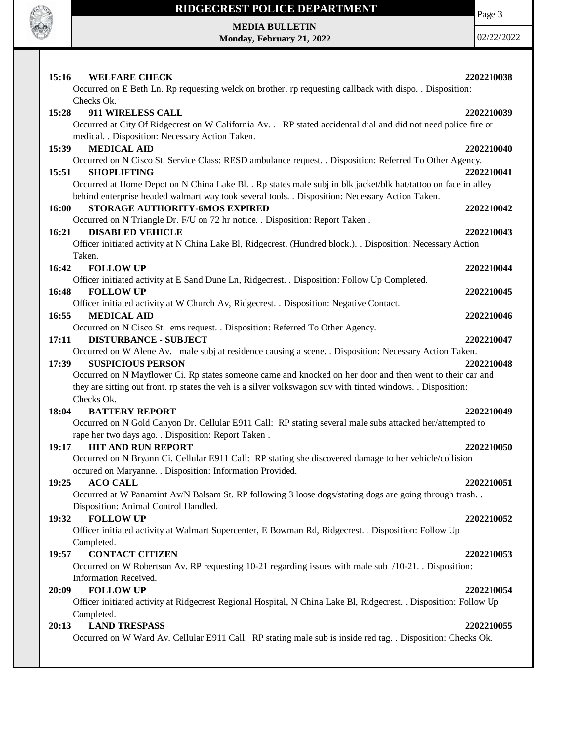**15:16 WELFARE CHECK** **2202210038**

Occurred on E Beth Ln. Rp requesting welck on brother. rp requesting callback with dispo. . Disposition: Checks Ok.

**15:28 911 WIRELESS CALL** **2202210039**

Occurred at City Of Ridgecrest on W California Av. . RP stated accidental dial and did not need police fire or medical. . Disposition: Necessary Action Taken.

**15:39 MEDICAL AID** **2202210040**

Occurred on N Cisco St. Service Class: RESD ambulance request. . Disposition: Referred To Other Agency.

**15:51 SHOPLIFTING** **2202210041**

Occurred at Home Depot on N China Lake Bl. . Rp states male subj in blk jacket/blk hat/tattoo on face in alley behind enterprise headed walmart way took several tools. . Disposition: Necessary Action Taken.

**16:00 STORAGE AUTHORITY-6MOS EXPIRED** **2202210042**

Occurred on N Triangle Dr. F/U on 72 hr notice. . Disposition: Report Taken .

**16:21 DISABLED VEHICLE** **2202210043**

Officer initiated activity at N China Lake Bl, Ridgecrest. (Hundred block.). . Disposition: Necessary Action Taken.

**16:42 FOLLOW UP** **2202210044**

Officer initiated activity at E Sand Dune Ln, Ridgecrest. . Disposition: Follow Up Completed.

**16:48 FOLLOW UP** **2202210045**

Officer initiated activity at W Church Av, Ridgecrest. . Disposition: Negative Contact.

**16:55 MEDICAL AID** **2202210046**

Occurred on N Cisco St. ems request. . Disposition: Referred To Other Agency.

**17:11 DISTURBANCE - SUBJECT** **2202210047**

Occurred on W Alene Av. male subj at residence causing a scene. . Disposition: Necessary Action Taken.

**17:39 SUSPICIOUS PERSON** **2202210048**

Occurred on N Mayflower Ci. Rp states someone came and knocked on her door and then went to their car and they are sitting out front. rp states the veh is a silver volkswagon suv with tinted windows. . Disposition: Checks Ok.

**18:04 BATTERY REPORT** **2202210049**

Occurred on N Gold Canyon Dr. Cellular E911 Call: RP stating several male subs attacked her/attempted to rape her two days ago. . Disposition: Report Taken .

**19:17 HIT AND RUN REPORT** **2202210050**

Occurred on N Bryann Ci. Cellular E911 Call: RP stating she discovered damage to her vehicle/collision occured on Maryanne. . Disposition: Information Provided.

**19:25 ACO CALL** **2202210051**

Occurred at W Panamint Av/N Balsam St. RP following 3 loose dogs/stating dogs are going through trash. . Disposition: Animal Control Handled.

**19:32 FOLLOW UP** **2202210052**

Officer initiated activity at Walmart Supercenter, E Bowman Rd, Ridgecrest. . Disposition: Follow Up Completed.

**19:57 CONTACT CITIZEN** **2202210053**

Occurred on W Robertson Av. RP requesting 10-21 regarding issues with male sub /10-21. . Disposition: Information Received.

**20:09 FOLLOW UP** **2202210054**

Officer initiated activity at Ridgecrest Regional Hospital, N China Lake Bl, Ridgecrest. . Disposition: Follow Up Completed.

**20:13 LAND TRESPASS** **2202210055**

Occurred on W Ward Av. Cellular E911 Call: RP stating male sub is inside red tag. . Disposition: Checks Ok.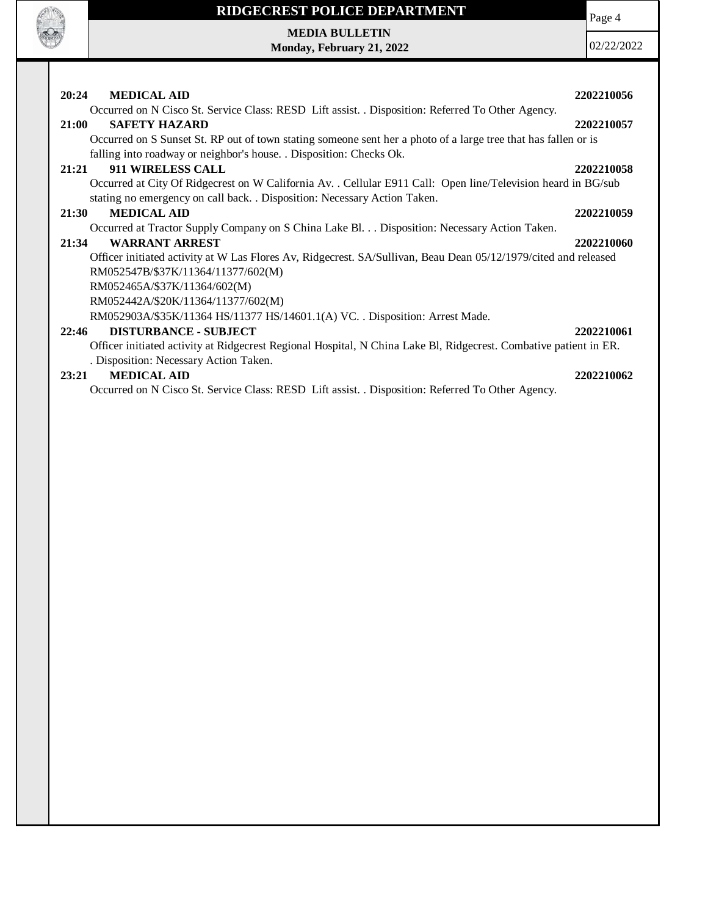**20:24 MEDICAL AID** **2202210056**

Occurred on N Cisco St. Service Class: RESD Lift assist. . Disposition: Referred To Other Agency.

**21:00 SAFETY HAZARD** **2202210057**

Occurred on S Sunset St. RP out of town stating someone sent her a photo of a large tree that has fallen or is falling into roadway or neighbor's house. . Disposition: Checks Ok.

**21:21 911 WIRELESS CALL** **2202210058**

Occurred at City Of Ridgecrest on W California Av. . Cellular E911 Call: Open line/Television heard in BG/sub stating no emergency on call back. . Disposition: Necessary Action Taken.

**21:30 MEDICAL AID** **2202210059**

Occurred at Tractor Supply Company on S China Lake Bl. . . Disposition: Necessary Action Taken.

**21:34 WARRANT ARREST** **2202210060**

Officer initiated activity at W Las Flores Av, Ridgecrest. SA/Sullivan, Beau Dean 05/12/1979/cited and released
RM052547B/$37K/11364/11377/602(M)
RM052465A/$37K/11364/602(M)
RM052442A/$20K/11364/11377/602(M)
RM052903A/$35K/11364 HS/11377 HS/14601.1(A) VC. . Disposition: Arrest Made.

**22:46 DISTURBANCE - SUBJECT** **2202210061**

Officer initiated activity at Ridgecrest Regional Hospital, N China Lake Bl, Ridgecrest. Combative patient in ER. . Disposition: Necessary Action Taken.

**23:21 MEDICAL AID** **2202210062**

Occurred on N Cisco St. Service Class: RESD Lift assist. . Disposition: Referred To Other Agency.